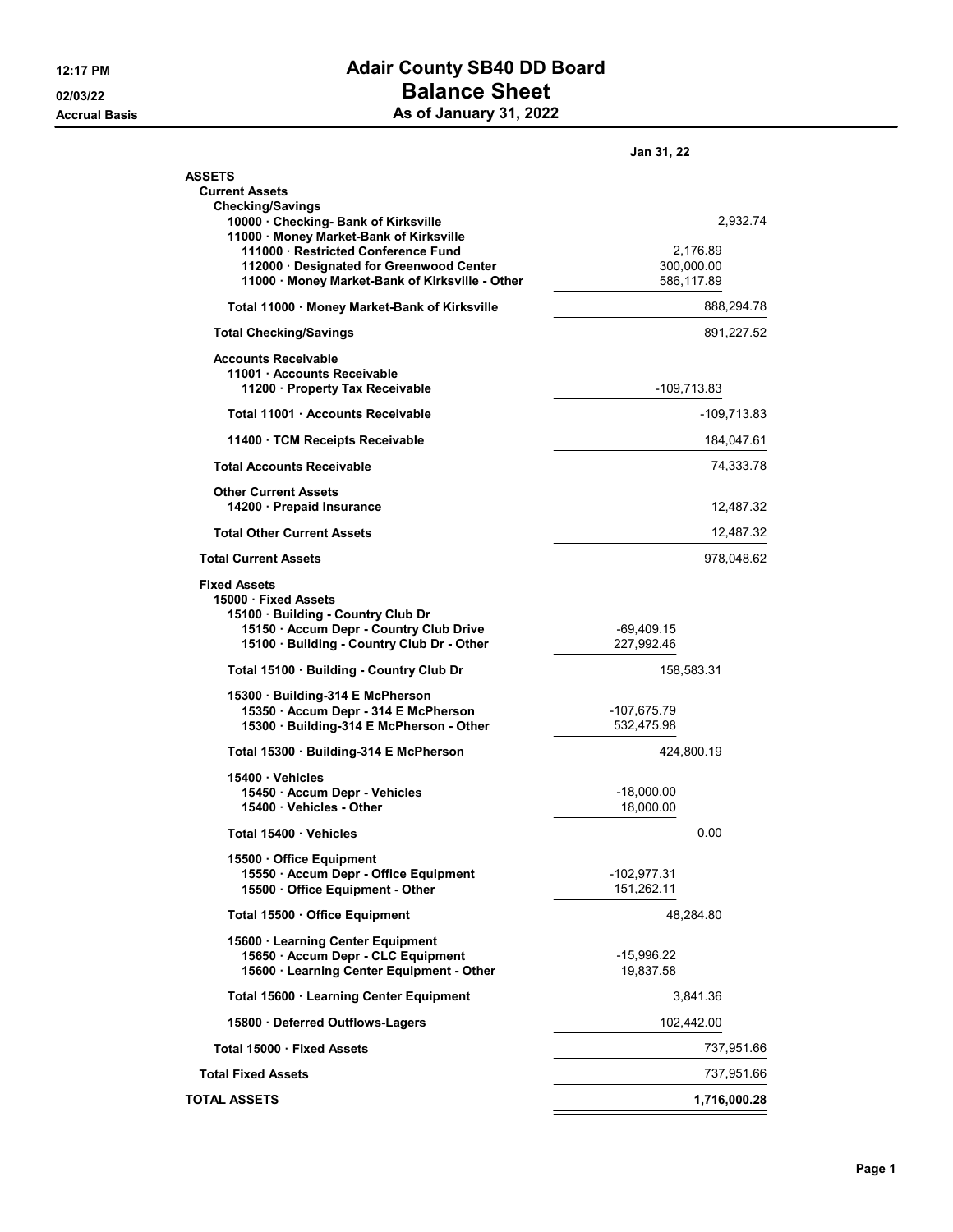# Adair County SB40 DD Board

## Balance Sheet

### As of January 31, 2022

12:17 PM
02/03/22
Accrual Basis

| | | Jan 31, 22 |
|---|---|---|
| **ASSETS** | | |
| **Current Assets** | | |
| **Checking/Savings** | | |
| 10000 · Checking- Bank of Kirksville | | 2,932.74 |
| 11000 · Money Market-Bank of Kirksville | | |
| 111000 · Restricted Conference Fund | 2,176.89 | |
| 112000 · Designated for Greenwood Center | 300,000.00 | |
| 11000 · Money Market-Bank of Kirksville - Other | 586,117.89 | |
| **Total 11000 · Money Market-Bank of Kirksville** | | 888,294.78 |
| **Total Checking/Savings** | | 891,227.52 |
| **Accounts Receivable** | | |
| 11001 · Accounts Receivable | | |
| 11200 · Property Tax Receivable | -109,713.83 | |
| **Total 11001 · Accounts Receivable** | | -109,713.83 |
| 11400 · TCM Receipts Receivable | | 184,047.61 |
| **Total Accounts Receivable** | | 74,333.78 |
| **Other Current Assets** | | |
| 14200 · Prepaid Insurance | | 12,487.32 |
| **Total Other Current Assets** | | 12,487.32 |
| **Total Current Assets** | | 978,048.62 |
| **Fixed Assets** | | |
| 15000 · Fixed Assets | | |
| 15100 · Building - Country Club Dr | | |
| 15150 · Accum Depr - Country Club Drive | -69,409.15 | |
| 15100 · Building - Country Club Dr - Other | 227,992.46 | |
| **Total 15100 · Building - Country Club Dr** | 158,583.31 | |
| 15300 · Building-314 E McPherson | | |
| 15350 · Accum Depr - 314 E McPherson | -107,675.79 | |
| 15300 · Building-314 E McPherson - Other | 532,475.98 | |
| **Total 15300 · Building-314 E McPherson** | 424,800.19 | |
| 15400 · Vehicles | | |
| 15450 · Accum Depr - Vehicles | -18,000.00 | |
| 15400 · Vehicles - Other | 18,000.00 | |
| **Total 15400 · Vehicles** | 0.00 | |
| 15500 · Office Equipment | | |
| 15550 · Accum Depr - Office Equipment | -102,977.31 | |
| 15500 · Office Equipment - Other | 151,262.11 | |
| **Total 15500 · Office Equipment** | 48,284.80 | |
| 15600 · Learning Center Equipment | | |
| 15650 · Accum Depr - CLC Equipment | -15,996.22 | |
| 15600 · Learning Center Equipment - Other | 19,837.58 | |
| **Total 15600 · Learning Center Equipment** | 3,841.36 | |
| 15800 · Deferred Outflows-Lagers | 102,442.00 | |
| **Total 15000 · Fixed Assets** | | 737,951.66 |
| **Total Fixed Assets** | | 737,951.66 |
| **TOTAL ASSETS** | | **1,716,000.28** |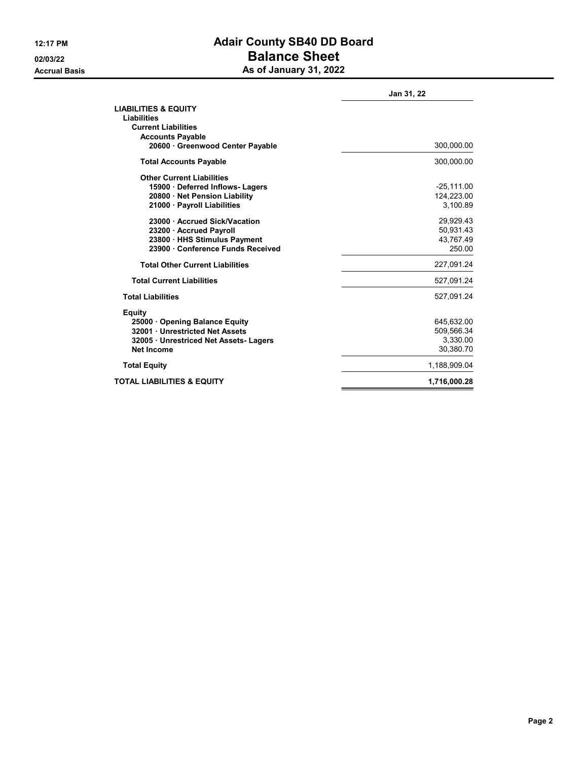# Adair County SB40 DD Board
## Balance Sheet
### As of January 31, 2022

12:17 PM
02/03/22
Accrual Basis

| | Jan 31, 22 |
|---|---|
| **LIABILITIES & EQUITY** | |
| **Liabilities** | |
| **Current Liabilities** | |
| **Accounts Payable** | |
| **20600 · Greenwood Center Payable** | 300,000.00 |
| **Total Accounts Payable** | 300,000.00 |
| **Other Current Liabilities** | |
| **15900 · Deferred Inflows- Lagers** | -25,111.00 |
| **20800 · Net Pension Liability** | 124,223.00 |
| **21000 · Payroll Liabilities** | 3,100.89 |
| **23000 · Accrued Sick/Vacation** | 29,929.43 |
| **23200 · Accrued Payroll** | 50,931.43 |
| **23800 · HHS Stimulus Payment** | 43,767.49 |
| **23900 · Conference Funds Received** | 250.00 |
| **Total Other Current Liabilities** | 227,091.24 |
| **Total Current Liabilities** | 527,091.24 |
| **Total Liabilities** | 527,091.24 |
| **Equity** | |
| **25000 · Opening Balance Equity** | 645,632.00 |
| **32001 · Unrestricted Net Assets** | 509,566.34 |
| **32005 · Unrestriced Net Assets- Lagers** | 3,330.00 |
| **Net Income** | 30,380.70 |
| **Total Equity** | 1,188,909.04 |
| **TOTAL LIABILITIES & EQUITY** | **1,716,000.28** |